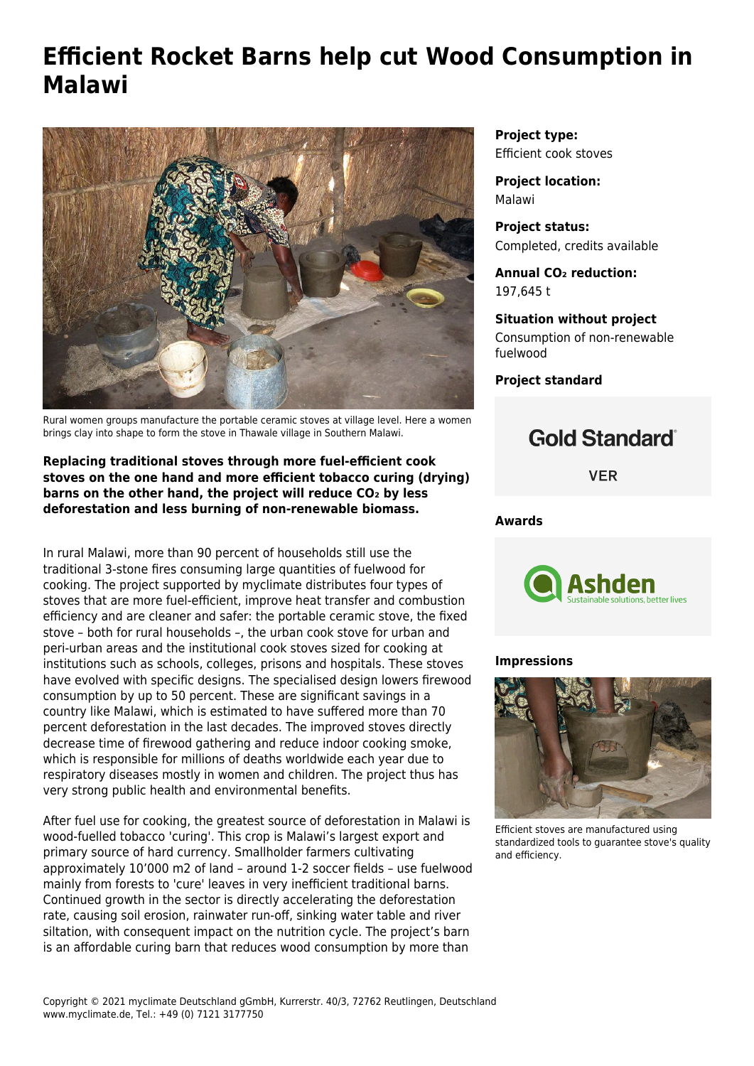# Efficient Rocket Barns help cut Wood Consumption in Malawi

Rural women groups manufacture the portable ceramic stoves at village level. Here a women brings clay into shape to form the stove in Thawale village in Southern Malawi.

**Replacing traditional stoves through more fuel-efficient cook stoves on the one hand and more efficient tobacco curing (drying) barns on the other hand, the project will reduce $CO_2$ by less deforestation and less burning of non-renewable biomass.**

In rural Malawi, more than 90 percent of households still use the traditional 3-stone fires consuming large quantities of fuelwood for cooking. The project supported by myclimate distributes four types of stoves that are more fuel-efficient, improve heat transfer and combustion efficiency and are cleaner and safer: the portable ceramic stove, the fixed stove – both for rural households –, the urban cook stove for urban and peri-urban areas and the institutional cook stoves sized for cooking at institutions such as schools, colleges, prisons and hospitals. These stoves have evolved with specific designs. The specialised design lowers firewood consumption by up to 50 percent. These are significant savings in a country like Malawi, which is estimated to have suffered more than 70 percent deforestation in the last decades. The improved stoves directly decrease time of firewood gathering and reduce indoor cooking smoke, which is responsible for millions of deaths worldwide each year due to respiratory diseases mostly in women and children. The project thus has very strong public health and environmental benefits.

After fuel use for cooking, the greatest source of deforestation in Malawi is wood-fuelled tobacco 'curing'. This crop is Malawi's largest export and primary source of hard currency. Smallholder farmers cultivating approximately 10'000 m2 of land – around 1-2 soccer fields – use fuelwood mainly from forests to 'cure' leaves in very inefficient traditional barns. Continued growth in the sector is directly accelerating the deforestation rate, causing soil erosion, rainwater run-off, sinking water table and river siltation, with consequent impact on the nutrition cycle. The project's barn is an affordable curing barn that reduces wood consumption by more than

**Project type:**
Efficient cook stoves

**Project location:**
Malawi

**Project status:**
Completed, credits available

**Annual $CO_2$ reduction:**
197,645 t

**Situation without project**
Consumption of non-renewable fuelwood

**Project standard**

Gold Standard®

VER

**Awards**

Ashden
Sustainable solutions, better lives

**Impressions**

Efficient stoves are manufactured using standardized tools to guarantee stove's quality and efficiency.

Copyright © 2021 myclimate Deutschland gGmbH, Kurrerstr. 40/3, 72762 Reutlingen, Deutschland
www.myclimate.de, Tel.: +49 (0) 7121 3177750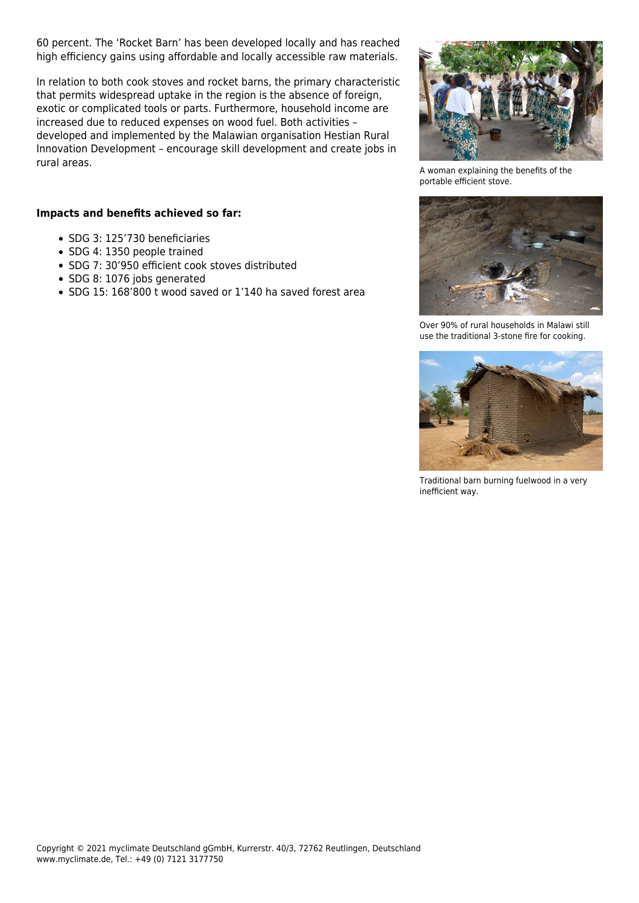60 percent. The 'Rocket Barn' has been developed locally and has reached high efficiency gains using affordable and locally accessible raw materials.

In relation to both cook stoves and rocket barns, the primary characteristic that permits widespread uptake in the region is the absence of foreign, exotic or complicated tools or parts. Furthermore, household income are increased due to reduced expenses on wood fuel. Both activities – developed and implemented by the Malawian organisation Hestian Rural Innovation Development – encourage skill development and create jobs in rural areas.

**Impacts and benefits achieved so far:**

- SDG 3: 125'730 beneficiaries
- SDG 4: 1350 people trained
- SDG 7: 30'950 efficient cook stoves distributed
- SDG 8: 1076 jobs generated
- SDG 15: 168'800 t wood saved or 1'140 ha saved forest area

A woman explaining the benefits of the portable efficient stove.

Over 90% of rural households in Malawi still use the traditional 3-stone fire for cooking.

Traditional barn burning fuelwood in a very inefficient way.